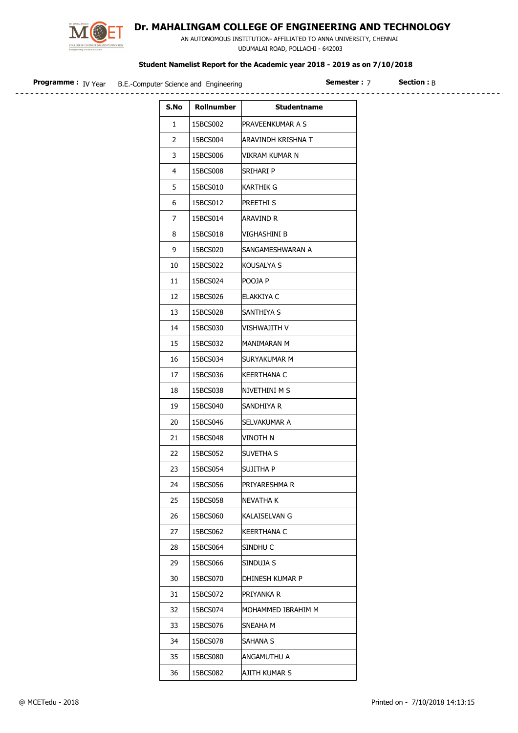# Dr. MAHALINGAM COLLEGE OF ENGINEERING AND TECHNOLOGY

AN AUTONOMOUS INSTITUTION- AFFILIATED TO ANNA UNIVERSITY, CHENNAI

UDUMALAI ROAD, POLLACHI - 642003

**Student Namelist Report for the Academic year 2018 - 2019 as on 7/10/2018**

**Programme :** IV Year B.E.-Computer Science and Engineering **Semester :** 7 **Section :** B

| S.No | Rollnumber | Studentname |
|---|---|---|
| 1 | 15BCS002 | PRAVEENKUMAR A S |
| 2 | 15BCS004 | ARAVINDH KRISHNA T |
| 3 | 15BCS006 | VIKRAM KUMAR N |
| 4 | 15BCS008 | SRIHARI P |
| 5 | 15BCS010 | KARTHIK G |
| 6 | 15BCS012 | PREETHI S |
| 7 | 15BCS014 | ARAVIND R |
| 8 | 15BCS018 | VIGHASHINI B |
| 9 | 15BCS020 | SANGAMESHWARAN A |
| 10 | 15BCS022 | KOUSALYA S |
| 11 | 15BCS024 | POOJA P |
| 12 | 15BCS026 | ELAKKIYA C |
| 13 | 15BCS028 | SANTHIYA S |
| 14 | 15BCS030 | VISHWAJITH V |
| 15 | 15BCS032 | MANIMARAN M |
| 16 | 15BCS034 | SURYAKUMAR M |
| 17 | 15BCS036 | KEERTHANA C |
| 18 | 15BCS038 | NIVETHINI M S |
| 19 | 15BCS040 | SANDHIYA R |
| 20 | 15BCS046 | SELVAKUMAR A |
| 21 | 15BCS048 | VINOTH N |
| 22 | 15BCS052 | SUVETHA S |
| 23 | 15BCS054 | SUJITHA P |
| 24 | 15BCS056 | PRIYARESHMA R |
| 25 | 15BCS058 | NEVATHA K |
| 26 | 15BCS060 | KALAISELVAN G |
| 27 | 15BCS062 | KEERTHANA C |
| 28 | 15BCS064 | SINDHU C |
| 29 | 15BCS066 | SINDUJA S |
| 30 | 15BCS070 | DHINESH KUMAR P |
| 31 | 15BCS072 | PRIYANKA R |
| 32 | 15BCS074 | MOHAMMED IBRAHIM M |
| 33 | 15BCS076 | SNEAHA M |
| 34 | 15BCS078 | SAHANA S |
| 35 | 15BCS080 | ANGAMUTHU A |
| 36 | 15BCS082 | AJITH KUMAR S |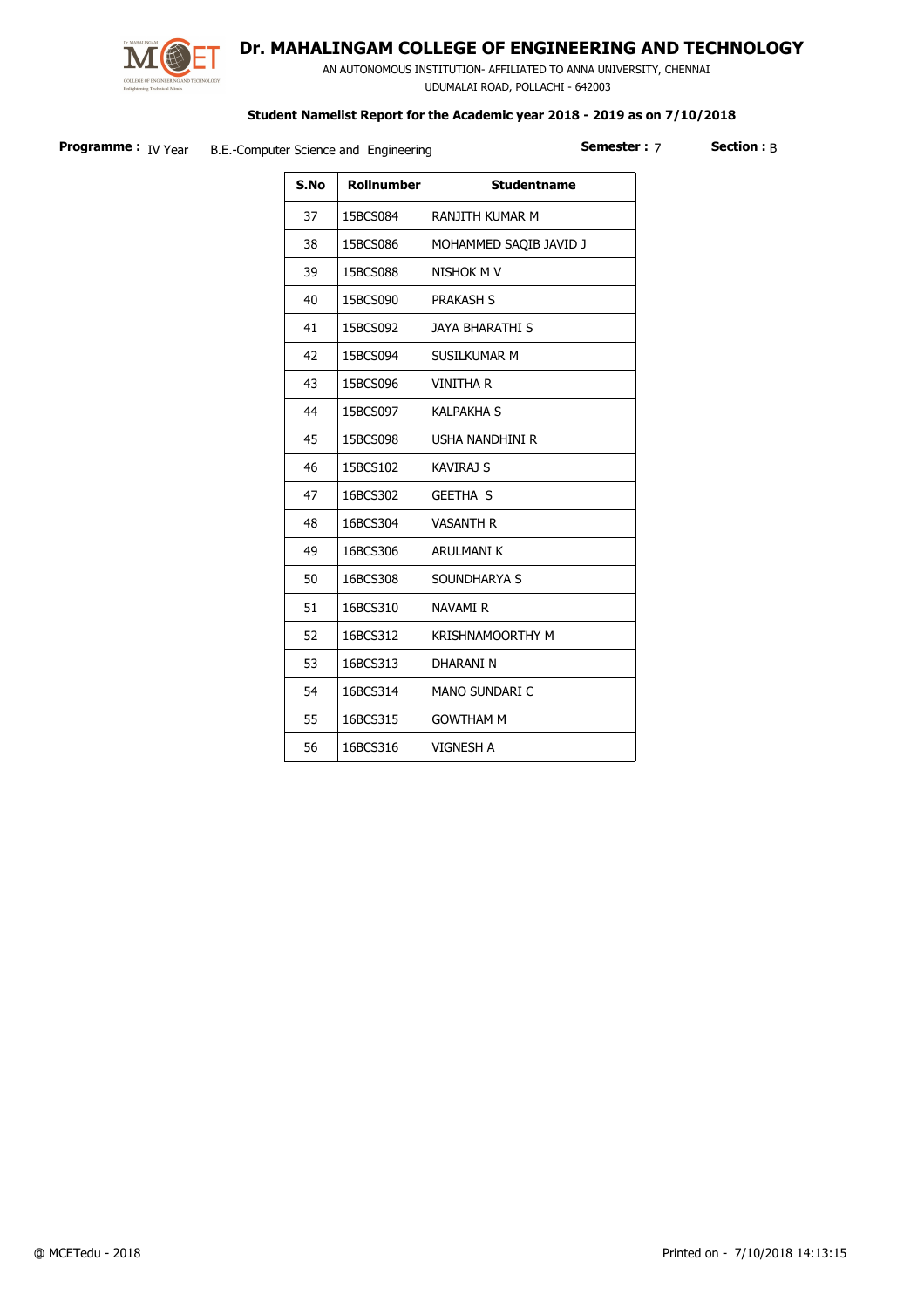# Dr. MAHALINGAM COLLEGE OF ENGINEERING AND TECHNOLOGY

AN AUTONOMOUS INSTITUTION- AFFILIATED TO ANNA UNIVERSITY, CHENNAI
UDUMALAI ROAD, POLLACHI - 642003

**Student Namelist Report for the Academic year 2018 - 2019 as on 7/10/2018**

**Programme :** IV Year B.E.-Computer Science and Engineering **Semester :** 7 **Section :** B

| S.No | Rollnumber | Studentname |
|---|---|---|
| 37 | 15BCS084 | RANJITH KUMAR M |
| 38 | 15BCS086 | MOHAMMED SAQIB JAVID J |
| 39 | 15BCS088 | NISHOK M V |
| 40 | 15BCS090 | PRAKASH S |
| 41 | 15BCS092 | JAYA BHARATHI S |
| 42 | 15BCS094 | SUSILKUMAR M |
| 43 | 15BCS096 | VINITHA R |
| 44 | 15BCS097 | KALPAKHA S |
| 45 | 15BCS098 | USHA NANDHINI R |
| 46 | 15BCS102 | KAVIRAJ S |
| 47 | 16BCS302 | GEETHA S |
| 48 | 16BCS304 | VASANTH R |
| 49 | 16BCS306 | ARULMANI K |
| 50 | 16BCS308 | SOUNDHARYA S |
| 51 | 16BCS310 | NAVAMI R |
| 52 | 16BCS312 | KRISHNAMOORTHY M |
| 53 | 16BCS313 | DHARANI N |
| 54 | 16BCS314 | MANO SUNDARI C |
| 55 | 16BCS315 | GOWTHAM M |
| 56 | 16BCS316 | VIGNESH A |

@ MCETedu - 2018 Printed on - 7/10/2018 14:13:15